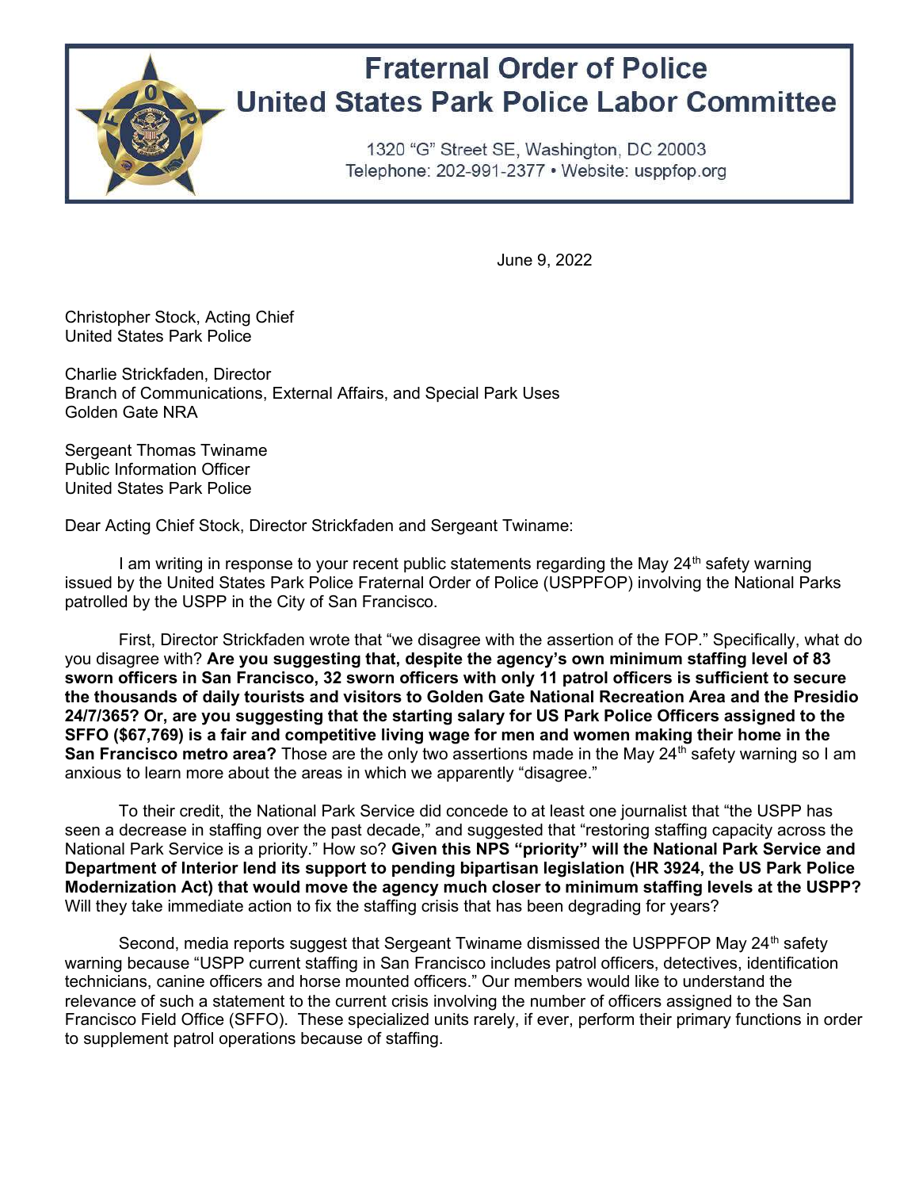# Fraternal Order of Police
## United States Park Police Labor Committee

1320 "G" Street SE, Washington, DC 20003
Telephone: 202-991-2377 • Website: usppfop.org

June 9, 2022

Christopher Stock, Acting Chief
United States Park Police

Charlie Strickfaden, Director
Branch of Communications, External Affairs, and Special Park Uses
Golden Gate NRA

Sergeant Thomas Twiname
Public Information Officer
United States Park Police

Dear Acting Chief Stock, Director Strickfaden and Sergeant Twiname:

I am writing in response to your recent public statements regarding the May 24th safety warning issued by the United States Park Police Fraternal Order of Police (USPPFOP) involving the National Parks patrolled by the USPP in the City of San Francisco.

First, Director Strickfaden wrote that "we disagree with the assertion of the FOP." Specifically, what do you disagree with? **Are you suggesting that, despite the agency's own minimum staffing level of 83 sworn officers in San Francisco, 32 sworn officers with only 11 patrol officers is sufficient to secure the thousands of daily tourists and visitors to Golden Gate National Recreation Area and the Presidio 24/7/365? Or, are you suggesting that the starting salary for US Park Police Officers assigned to the SFFO ($67,769) is a fair and competitive living wage for men and women making their home in the San Francisco metro area?** Those are the only two assertions made in the May 24th safety warning so I am anxious to learn more about the areas in which we apparently "disagree."

To their credit, the National Park Service did concede to at least one journalist that "the USPP has seen a decrease in staffing over the past decade," and suggested that "restoring staffing capacity across the National Park Service is a priority." How so? **Given this NPS "priority" will the National Park Service and Department of Interior lend its support to pending bipartisan legislation (HR 3924, the US Park Police Modernization Act) that would move the agency much closer to minimum staffing levels at the USPP?** Will they take immediate action to fix the staffing crisis that has been degrading for years?

Second, media reports suggest that Sergeant Twiname dismissed the USPPFOP May 24th safety warning because "USPP current staffing in San Francisco includes patrol officers, detectives, identification technicians, canine officers and horse mounted officers." Our members would like to understand the relevance of such a statement to the current crisis involving the number of officers assigned to the San Francisco Field Office (SFFO). These specialized units rarely, if ever, perform their primary functions in order to supplement patrol operations because of staffing.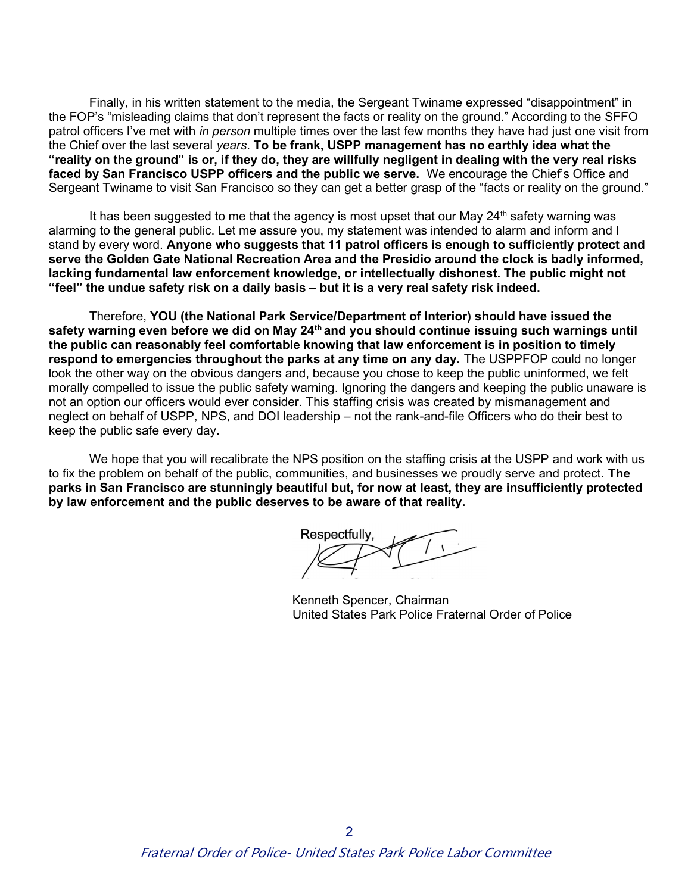Finally, in his written statement to the media, the Sergeant Twiname expressed "disappointment" in the FOP's "misleading claims that don't represent the facts or reality on the ground." According to the SFFO patrol officers I've met with *in person* multiple times over the last few months they have had just one visit from the Chief over the last several *years*. **To be frank, USPP management has no earthly idea what the "reality on the ground" is or, if they do, they are willfully negligent in dealing with the very real risks faced by San Francisco USPP officers and the public we serve.** We encourage the Chief's Office and Sergeant Twiname to visit San Francisco so they can get a better grasp of the "facts or reality on the ground."

It has been suggested to me that the agency is most upset that our May 24th safety warning was alarming to the general public. Let me assure you, my statement was intended to alarm and inform and I stand by every word. **Anyone who suggests that 11 patrol officers is enough to sufficiently protect and serve the Golden Gate National Recreation Area and the Presidio around the clock is badly informed, lacking fundamental law enforcement knowledge, or intellectually dishonest. The public might not "feel" the undue safety risk on a daily basis – but it is a very real safety risk indeed.**

Therefore, **YOU (the National Park Service/Department of Interior) should have issued the safety warning even before we did on May 24th and you should continue issuing such warnings until the public can reasonably feel comfortable knowing that law enforcement is in position to timely respond to emergencies throughout the parks at any time on any day.** The USPPFOP could no longer look the other way on the obvious dangers and, because you chose to keep the public uninformed, we felt morally compelled to issue the public safety warning. Ignoring the dangers and keeping the public unaware is not an option our officers would ever consider. This staffing crisis was created by mismanagement and neglect on behalf of USPP, NPS, and DOI leadership – not the rank-and-file Officers who do their best to keep the public safe every day.

We hope that you will recalibrate the NPS position on the staffing crisis at the USPP and work with us to fix the problem on behalf of the public, communities, and businesses we proudly serve and protect. **The parks in San Francisco are stunningly beautiful but, for now at least, they are insufficiently protected by law enforcement and the public deserves to be aware of that reality.**

Respectfully,

Kenneth Spencer, Chairman
United States Park Police Fraternal Order of Police

*Fraternal Order of Police- United States Park Police Labor Committee*